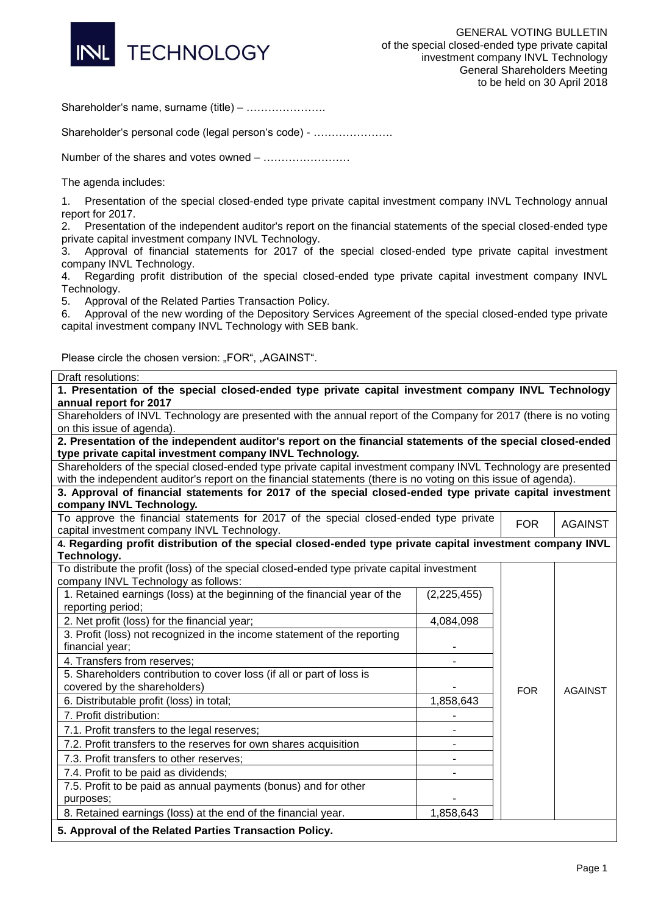INVL TECHNOLOGY

GENERAL VOTING BULLETIN
of the special closed-ended type private capital investment company INVL Technology General Shareholders Meeting to be held on 30 April 2018

Shareholder's name, surname (title) – ………………….

Shareholder's personal code (legal person's code) - ………………….

Number of the shares and votes owned – ……………………

The agenda includes:

1. Presentation of the special closed-ended type private capital investment company INVL Technology annual report for 2017.
2. Presentation of the independent auditor's report on the financial statements of the special closed-ended type private capital investment company INVL Technology.
3. Approval of financial statements for 2017 of the special closed-ended type private capital investment company INVL Technology.
4. Regarding profit distribution of the special closed-ended type private capital investment company INVL Technology.
5. Approval of the Related Parties Transaction Policy.
6. Approval of the new wording of the Depository Services Agreement of the special closed-ended type private capital investment company INVL Technology with SEB bank.

Please circle the chosen version: „FOR", „AGAINST".

| Draft resolutions: | | | |
|---|---|---|---|
| **1. Presentation of the special closed-ended type private capital investment company INVL Technology annual report for 2017** | | | |
| Shareholders of INVL Technology are presented with the annual report of the Company for 2017 (there is no voting on this issue of agenda). | | | |
| **2. Presentation of the independent auditor's report on the financial statements of the special closed-ended type private capital investment company INVL Technology.** | | | |
| Shareholders of the special closed-ended type private capital investment company INVL Technology are presented with the independent auditor's report on the financial statements (there is no voting on this issue of agenda). | | | |
| **3. Approval of financial statements for 2017 of the special closed-ended type private capital investment company INVL Technology.** | | | |
| To approve the financial statements for 2017 of the special closed-ended type private capital investment company INVL Technology. | | FOR | AGAINST |
| **4. Regarding profit distribution of the special closed-ended type private capital investment company INVL Technology.** | | | |
| To distribute the profit (loss) of the special closed-ended type private capital investment company INVL Technology as follows: | | FOR | AGAINST |
| 1. Retained earnings (loss) at the beginning of the financial year of the reporting period; | (2,225,455) | | |
| 2. Net profit (loss) for the financial year; | 4,084,098 | | |
| 3. Profit (loss) not recognized in the income statement of the reporting financial year; | - | | |
| 4. Transfers from reserves; | - | | |
| 5. Shareholders contribution to cover loss (if all or part of loss is covered by the shareholders) | - | | |
| 6. Distributable profit (loss) in total; | 1,858,643 | | |
| 7. Profit distribution: | - | | |
| 7.1. Profit transfers to the legal reserves; | - | | |
| 7.2. Profit transfers to the reserves for own shares acquisition | - | | |
| 7.3. Profit transfers to other reserves; | - | | |
| 7.4. Profit to be paid as dividends; | - | | |
| 7.5. Profit to be paid as annual payments (bonus) and for other purposes; | - | | |
| 8. Retained earnings (loss) at the end of the financial year. | 1,858,643 | | |
| **5. Approval of the Related Parties Transaction Policy.** | | | |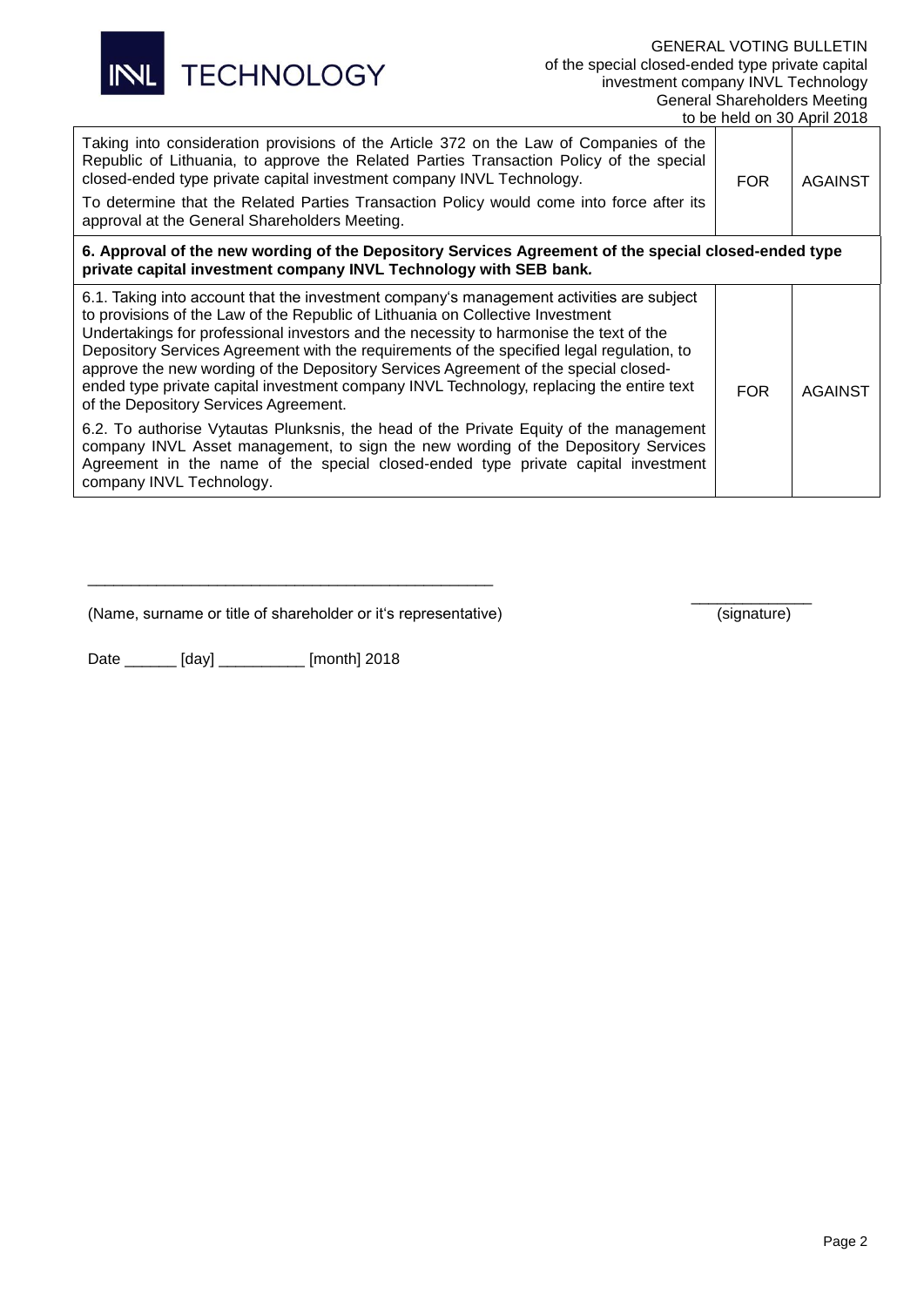| | | |
|---|---|---|
| Taking into consideration provisions of the Article 372 on the Law of Companies of the Republic of Lithuania, to approve the Related Parties Transaction Policy of the special closed-ended type private capital investment company INVL Technology.<br><br>To determine that the Related Parties Transaction Policy would come into force after its approval at the General Shareholders Meeting. | FOR | AGAINST |
| **6. Approval of the new wording of the Depository Services Agreement of the special closed-ended type private capital investment company INVL Technology with SEB bank.** | | |
| 6.1. Taking into account that the investment company's management activities are subject to provisions of the Law of the Republic of Lithuania on Collective Investment Undertakings for professional investors and the necessity to harmonise the text of the Depository Services Agreement with the requirements of the specified legal regulation, to approve the new wording of the Depository Services Agreement of the special closed-ended type private capital investment company INVL Technology, replacing the entire text of the Depository Services Agreement.<br><br>6.2. To authorise Vytautas Plunksnis, the head of the Private Equity of the management company INVL Asset management, to sign the new wording of the Depository Services Agreement in the name of the special closed-ended type private capital investment company INVL Technology. | FOR | AGAINST |

_______________________________________________

(Name, surname or title of shareholder or it's representative) _______________ (signature)

Date ______ [day] __________ [month] 2018